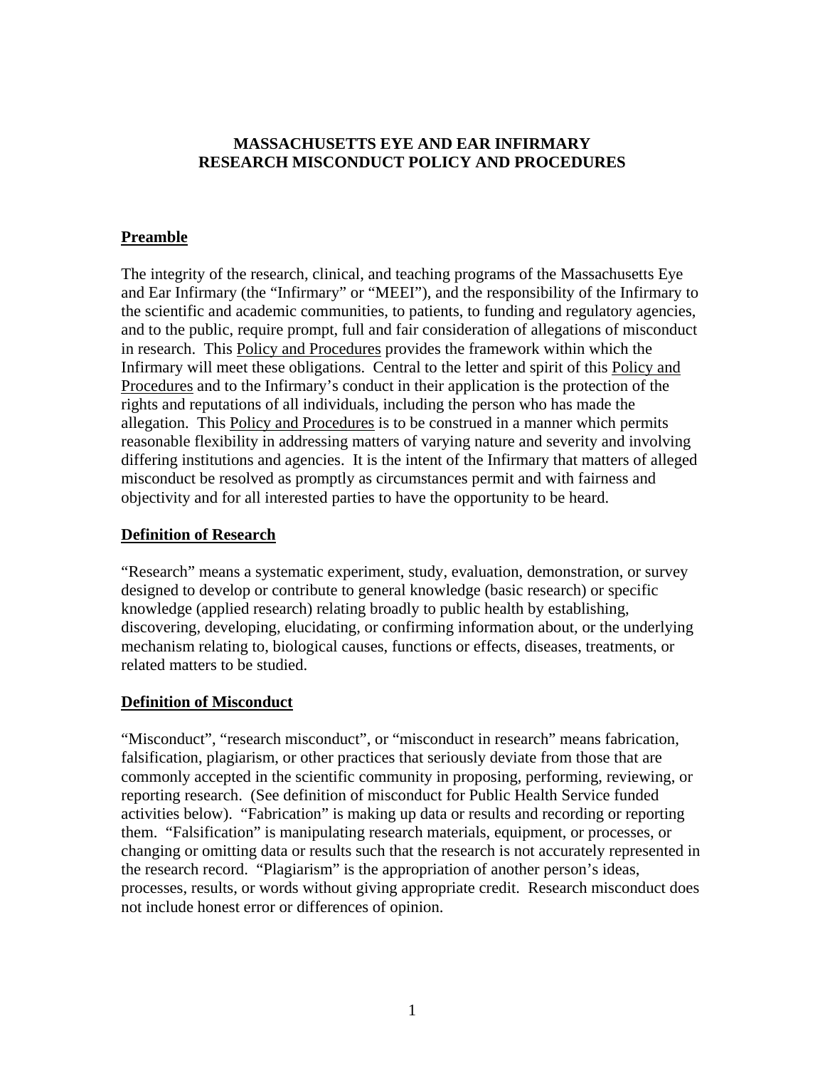# MASSACHUSETTS EYE AND EAR INFIRMARY
# RESEARCH MISCONDUCT POLICY AND PROCEDURES

## Preamble

The integrity of the research, clinical, and teaching programs of the Massachusetts Eye and Ear Infirmary (the "Infirmary" or "MEEI"), and the responsibility of the Infirmary to the scientific and academic communities, to patients, to funding and regulatory agencies, and to the public, require prompt, full and fair consideration of allegations of misconduct in research. This Policy and Procedures provides the framework within which the Infirmary will meet these obligations. Central to the letter and spirit of this Policy and Procedures and to the Infirmary's conduct in their application is the protection of the rights and reputations of all individuals, including the person who has made the allegation. This Policy and Procedures is to be construed in a manner which permits reasonable flexibility in addressing matters of varying nature and severity and involving differing institutions and agencies. It is the intent of the Infirmary that matters of alleged misconduct be resolved as promptly as circumstances permit and with fairness and objectivity and for all interested parties to have the opportunity to be heard.

## Definition of Research

"Research" means a systematic experiment, study, evaluation, demonstration, or survey designed to develop or contribute to general knowledge (basic research) or specific knowledge (applied research) relating broadly to public health by establishing, discovering, developing, elucidating, or confirming information about, or the underlying mechanism relating to, biological causes, functions or effects, diseases, treatments, or related matters to be studied.

## Definition of Misconduct

"Misconduct", "research misconduct", or "misconduct in research" means fabrication, falsification, plagiarism, or other practices that seriously deviate from those that are commonly accepted in the scientific community in proposing, performing, reviewing, or reporting research. (See definition of misconduct for Public Health Service funded activities below). "Fabrication" is making up data or results and recording or reporting them. "Falsification" is manipulating research materials, equipment, or processes, or changing or omitting data or results such that the research is not accurately represented in the research record. "Plagiarism" is the appropriation of another person's ideas, processes, results, or words without giving appropriate credit. Research misconduct does not include honest error or differences of opinion.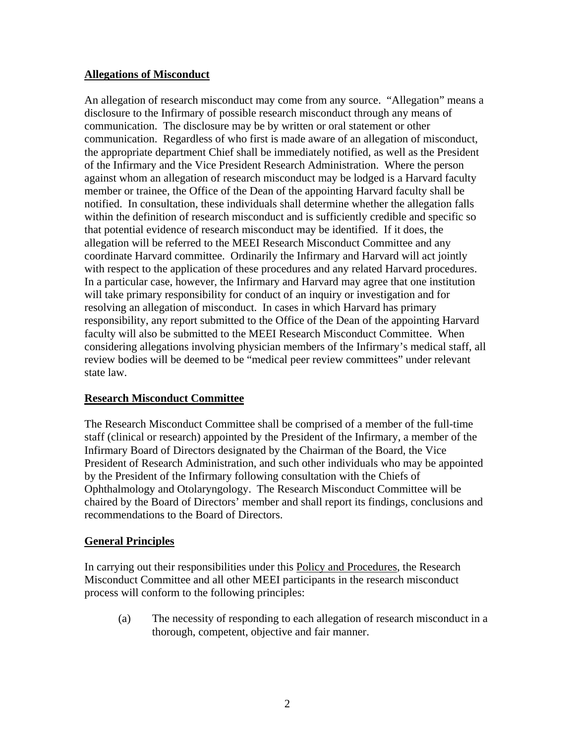## Allegations of Misconduct

An allegation of research misconduct may come from any source. "Allegation" means a disclosure to the Infirmary of possible research misconduct through any means of communication. The disclosure may be by written or oral statement or other communication. Regardless of who first is made aware of an allegation of misconduct, the appropriate department Chief shall be immediately notified, as well as the President of the Infirmary and the Vice President Research Administration. Where the person against whom an allegation of research misconduct may be lodged is a Harvard faculty member or trainee, the Office of the Dean of the appointing Harvard faculty shall be notified. In consultation, these individuals shall determine whether the allegation falls within the definition of research misconduct and is sufficiently credible and specific so that potential evidence of research misconduct may be identified. If it does, the allegation will be referred to the MEEI Research Misconduct Committee and any coordinate Harvard committee. Ordinarily the Infirmary and Harvard will act jointly with respect to the application of these procedures and any related Harvard procedures. In a particular case, however, the Infirmary and Harvard may agree that one institution will take primary responsibility for conduct of an inquiry or investigation and for resolving an allegation of misconduct. In cases in which Harvard has primary responsibility, any report submitted to the Office of the Dean of the appointing Harvard faculty will also be submitted to the MEEI Research Misconduct Committee. When considering allegations involving physician members of the Infirmary's medical staff, all review bodies will be deemed to be "medical peer review committees" under relevant state law.

## Research Misconduct Committee

The Research Misconduct Committee shall be comprised of a member of the full-time staff (clinical or research) appointed by the President of the Infirmary, a member of the Infirmary Board of Directors designated by the Chairman of the Board, the Vice President of Research Administration, and such other individuals who may be appointed by the President of the Infirmary following consultation with the Chiefs of Ophthalmology and Otolaryngology. The Research Misconduct Committee will be chaired by the Board of Directors' member and shall report its findings, conclusions and recommendations to the Board of Directors.

## General Principles

In carrying out their responsibilities under this Policy and Procedures, the Research Misconduct Committee and all other MEEI participants in the research misconduct process will conform to the following principles:

(a) The necessity of responding to each allegation of research misconduct in a thorough, competent, objective and fair manner.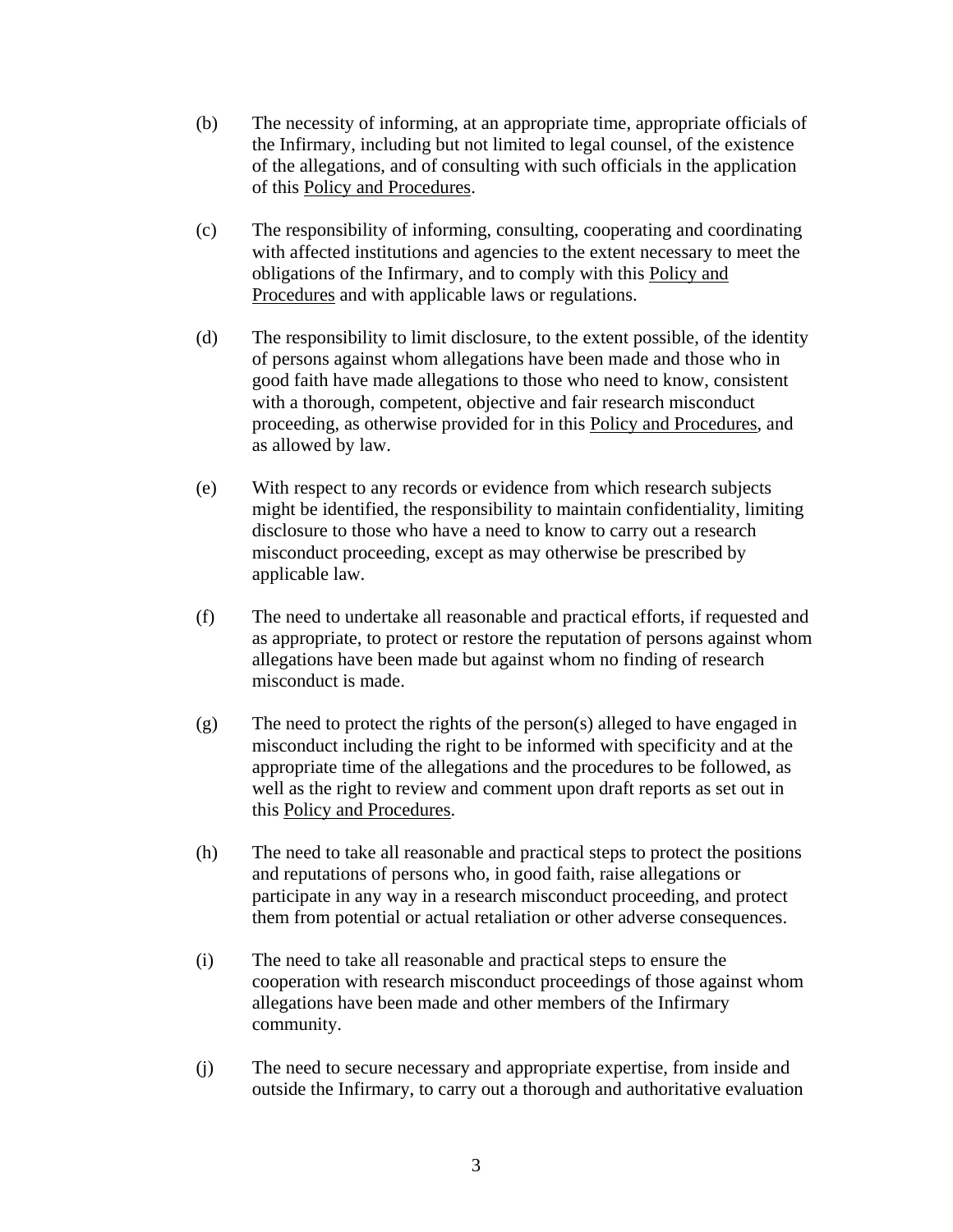(b) The necessity of informing, at an appropriate time, appropriate officials of the Infirmary, including but not limited to legal counsel, of the existence of the allegations, and of consulting with such officials in the application of this Policy and Procedures.

(c) The responsibility of informing, consulting, cooperating and coordinating with affected institutions and agencies to the extent necessary to meet the obligations of the Infirmary, and to comply with this Policy and Procedures and with applicable laws or regulations.

(d) The responsibility to limit disclosure, to the extent possible, of the identity of persons against whom allegations have been made and those who in good faith have made allegations to those who need to know, consistent with a thorough, competent, objective and fair research misconduct proceeding, as otherwise provided for in this Policy and Procedures, and as allowed by law.

(e) With respect to any records or evidence from which research subjects might be identified, the responsibility to maintain confidentiality, limiting disclosure to those who have a need to know to carry out a research misconduct proceeding, except as may otherwise be prescribed by applicable law.

(f) The need to undertake all reasonable and practical efforts, if requested and as appropriate, to protect or restore the reputation of persons against whom allegations have been made but against whom no finding of research misconduct is made.

(g) The need to protect the rights of the person(s) alleged to have engaged in misconduct including the right to be informed with specificity and at the appropriate time of the allegations and the procedures to be followed, as well as the right to review and comment upon draft reports as set out in this Policy and Procedures.

(h) The need to take all reasonable and practical steps to protect the positions and reputations of persons who, in good faith, raise allegations or participate in any way in a research misconduct proceeding, and protect them from potential or actual retaliation or other adverse consequences.

(i) The need to take all reasonable and practical steps to ensure the cooperation with research misconduct proceedings of those against whom allegations have been made and other members of the Infirmary community.

(j) The need to secure necessary and appropriate expertise, from inside and outside the Infirmary, to carry out a thorough and authoritative evaluation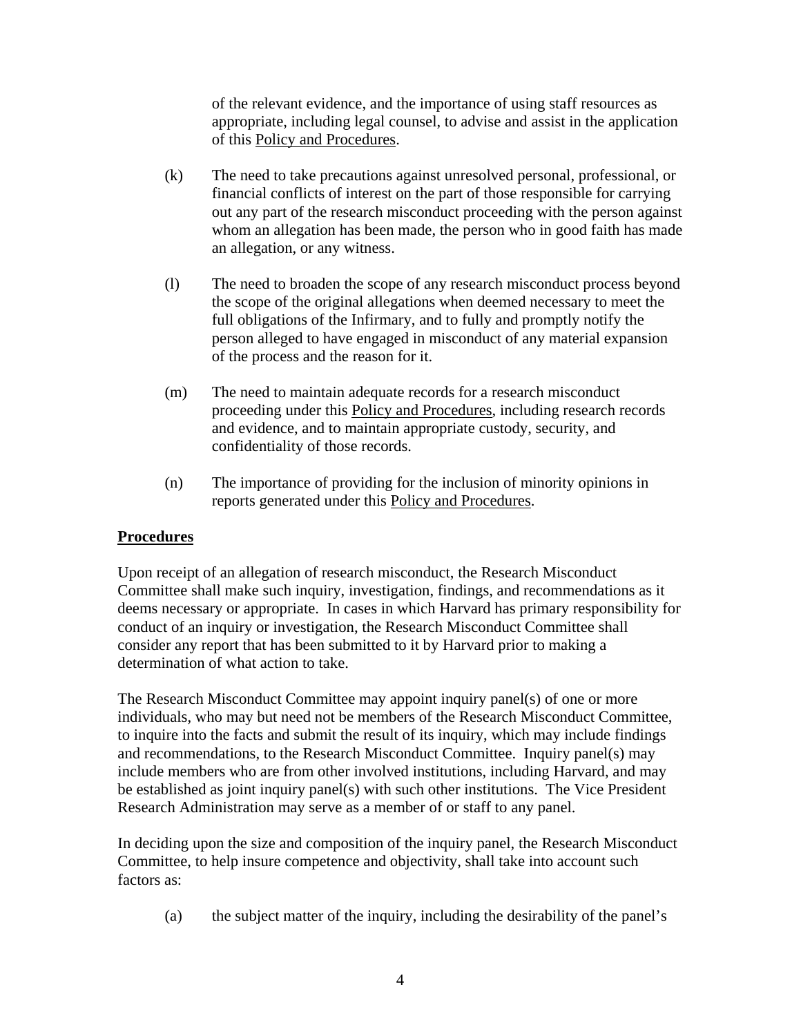of the relevant evidence, and the importance of using staff resources as appropriate, including legal counsel, to advise and assist in the application of this Policy and Procedures.

(k) The need to take precautions against unresolved personal, professional, or financial conflicts of interest on the part of those responsible for carrying out any part of the research misconduct proceeding with the person against whom an allegation has been made, the person who in good faith has made an allegation, or any witness.

(l) The need to broaden the scope of any research misconduct process beyond the scope of the original allegations when deemed necessary to meet the full obligations of the Infirmary, and to fully and promptly notify the person alleged to have engaged in misconduct of any material expansion of the process and the reason for it.

(m) The need to maintain adequate records for a research misconduct proceeding under this Policy and Procedures, including research records and evidence, and to maintain appropriate custody, security, and confidentiality of those records.

(n) The importance of providing for the inclusion of minority opinions in reports generated under this Policy and Procedures.

## **Procedures**

Upon receipt of an allegation of research misconduct, the Research Misconduct Committee shall make such inquiry, investigation, findings, and recommendations as it deems necessary or appropriate. In cases in which Harvard has primary responsibility for conduct of an inquiry or investigation, the Research Misconduct Committee shall consider any report that has been submitted to it by Harvard prior to making a determination of what action to take.

The Research Misconduct Committee may appoint inquiry panel(s) of one or more individuals, who may but need not be members of the Research Misconduct Committee, to inquire into the facts and submit the result of its inquiry, which may include findings and recommendations, to the Research Misconduct Committee. Inquiry panel(s) may include members who are from other involved institutions, including Harvard, and may be established as joint inquiry panel(s) with such other institutions. The Vice President Research Administration may serve as a member of or staff to any panel.

In deciding upon the size and composition of the inquiry panel, the Research Misconduct Committee, to help insure competence and objectivity, shall take into account such factors as:

(a) the subject matter of the inquiry, including the desirability of the panel's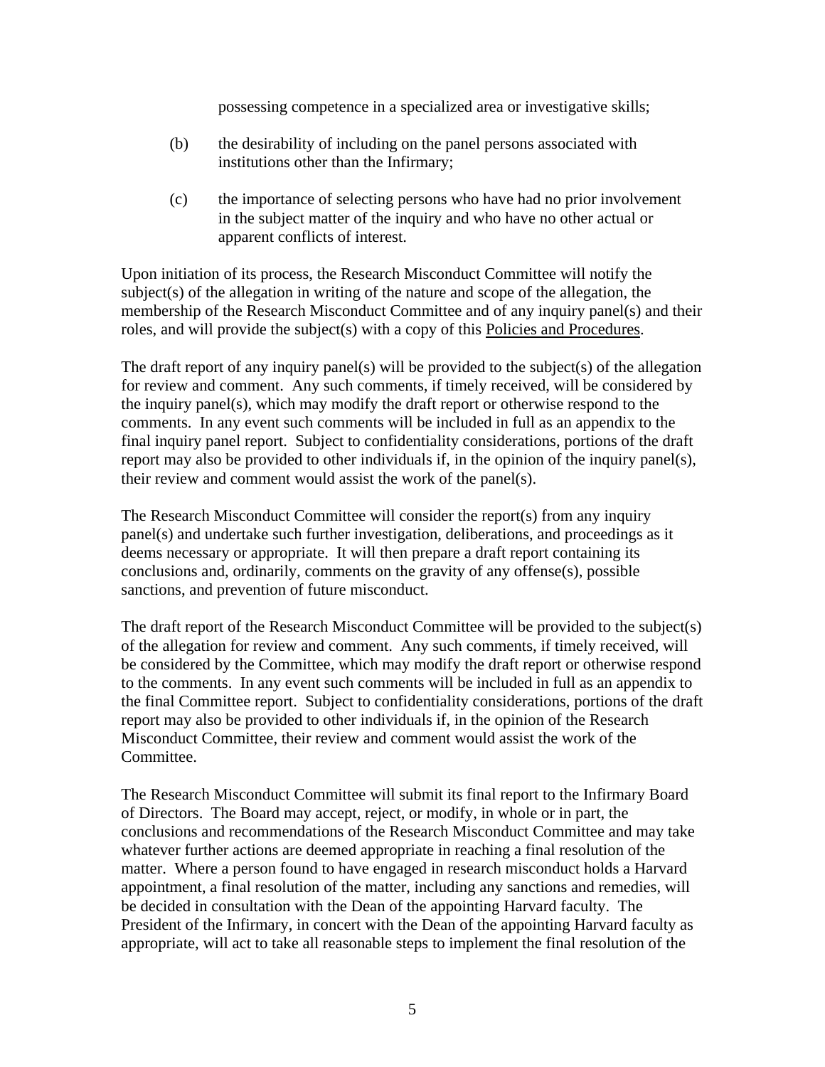possessing competence in a specialized area or investigative skills;

(b) the desirability of including on the panel persons associated with institutions other than the Infirmary;

(c) the importance of selecting persons who have had no prior involvement in the subject matter of the inquiry and who have no other actual or apparent conflicts of interest.

Upon initiation of its process, the Research Misconduct Committee will notify the subject(s) of the allegation in writing of the nature and scope of the allegation, the membership of the Research Misconduct Committee and of any inquiry panel(s) and their roles, and will provide the subject(s) with a copy of this Policies and Procedures.

The draft report of any inquiry panel(s) will be provided to the subject(s) of the allegation for review and comment. Any such comments, if timely received, will be considered by the inquiry panel(s), which may modify the draft report or otherwise respond to the comments. In any event such comments will be included in full as an appendix to the final inquiry panel report. Subject to confidentiality considerations, portions of the draft report may also be provided to other individuals if, in the opinion of the inquiry panel(s), their review and comment would assist the work of the panel(s).

The Research Misconduct Committee will consider the report(s) from any inquiry panel(s) and undertake such further investigation, deliberations, and proceedings as it deems necessary or appropriate. It will then prepare a draft report containing its conclusions and, ordinarily, comments on the gravity of any offense(s), possible sanctions, and prevention of future misconduct.

The draft report of the Research Misconduct Committee will be provided to the subject(s) of the allegation for review and comment. Any such comments, if timely received, will be considered by the Committee, which may modify the draft report or otherwise respond to the comments. In any event such comments will be included in full as an appendix to the final Committee report. Subject to confidentiality considerations, portions of the draft report may also be provided to other individuals if, in the opinion of the Research Misconduct Committee, their review and comment would assist the work of the Committee.

The Research Misconduct Committee will submit its final report to the Infirmary Board of Directors. The Board may accept, reject, or modify, in whole or in part, the conclusions and recommendations of the Research Misconduct Committee and may take whatever further actions are deemed appropriate in reaching a final resolution of the matter. Where a person found to have engaged in research misconduct holds a Harvard appointment, a final resolution of the matter, including any sanctions and remedies, will be decided in consultation with the Dean of the appointing Harvard faculty. The President of the Infirmary, in concert with the Dean of the appointing Harvard faculty as appropriate, will act to take all reasonable steps to implement the final resolution of the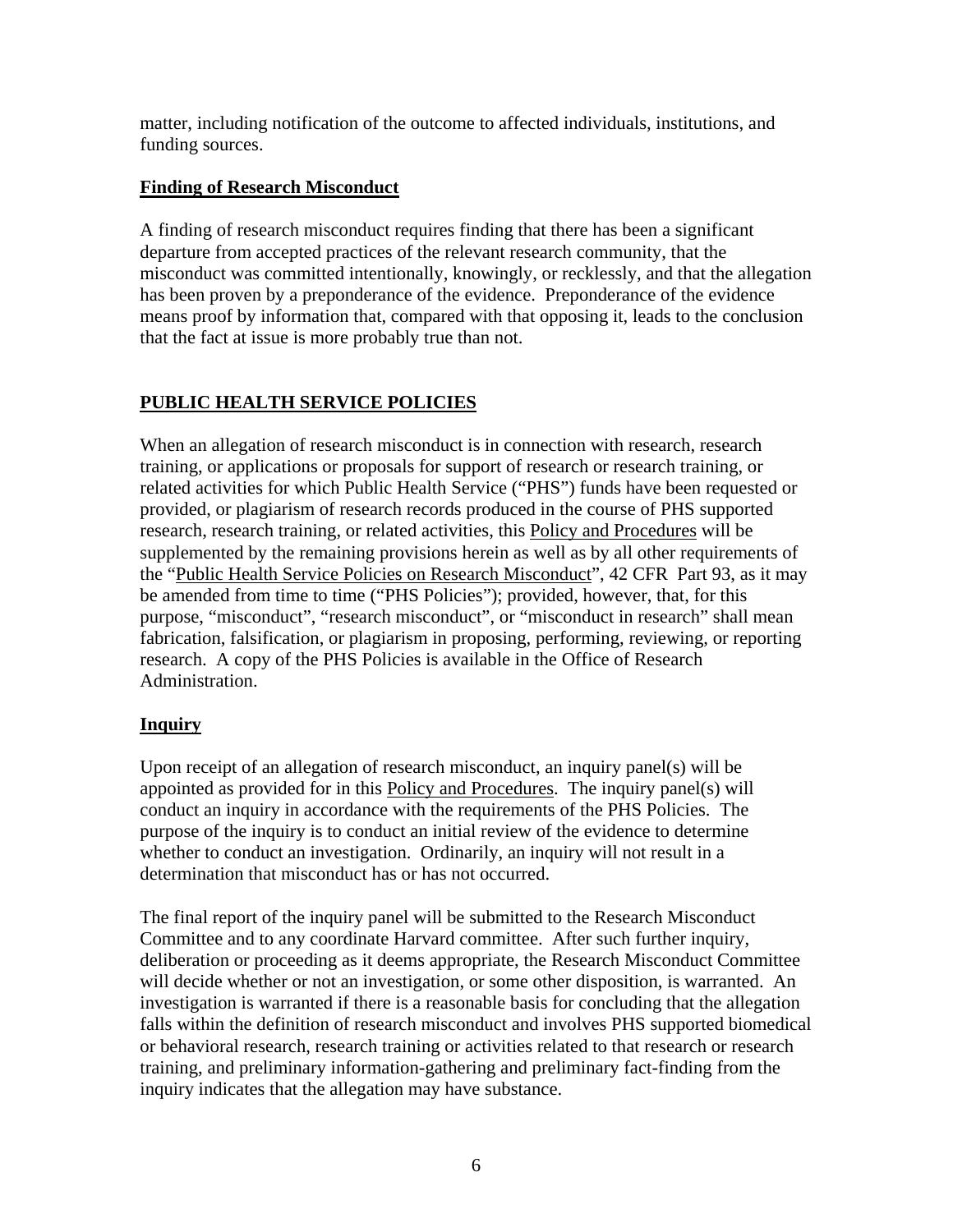matter, including notification of the outcome to affected individuals, institutions, and funding sources.

### Finding of Research Misconduct

A finding of research misconduct requires finding that there has been a significant departure from accepted practices of the relevant research community, that the misconduct was committed intentionally, knowingly, or recklessly, and that the allegation has been proven by a preponderance of the evidence. Preponderance of the evidence means proof by information that, compared with that opposing it, leads to the conclusion that the fact at issue is more probably true than not.

## PUBLIC HEALTH SERVICE POLICIES

When an allegation of research misconduct is in connection with research, research training, or applications or proposals for support of research or research training, or related activities for which Public Health Service ("PHS") funds have been requested or provided, or plagiarism of research records produced in the course of PHS supported research, research training, or related activities, this Policy and Procedures will be supplemented by the remaining provisions herein as well as by all other requirements of the "Public Health Service Policies on Research Misconduct", 42 CFR Part 93, as it may be amended from time to time ("PHS Policies"); provided, however, that, for this purpose, "misconduct", "research misconduct", or "misconduct in research" shall mean fabrication, falsification, or plagiarism in proposing, performing, reviewing, or reporting research. A copy of the PHS Policies is available in the Office of Research Administration.

### Inquiry

Upon receipt of an allegation of research misconduct, an inquiry panel(s) will be appointed as provided for in this Policy and Procedures. The inquiry panel(s) will conduct an inquiry in accordance with the requirements of the PHS Policies. The purpose of the inquiry is to conduct an initial review of the evidence to determine whether to conduct an investigation. Ordinarily, an inquiry will not result in a determination that misconduct has or has not occurred.

The final report of the inquiry panel will be submitted to the Research Misconduct Committee and to any coordinate Harvard committee. After such further inquiry, deliberation or proceeding as it deems appropriate, the Research Misconduct Committee will decide whether or not an investigation, or some other disposition, is warranted. An investigation is warranted if there is a reasonable basis for concluding that the allegation falls within the definition of research misconduct and involves PHS supported biomedical or behavioral research, research training or activities related to that research or research training, and preliminary information-gathering and preliminary fact-finding from the inquiry indicates that the allegation may have substance.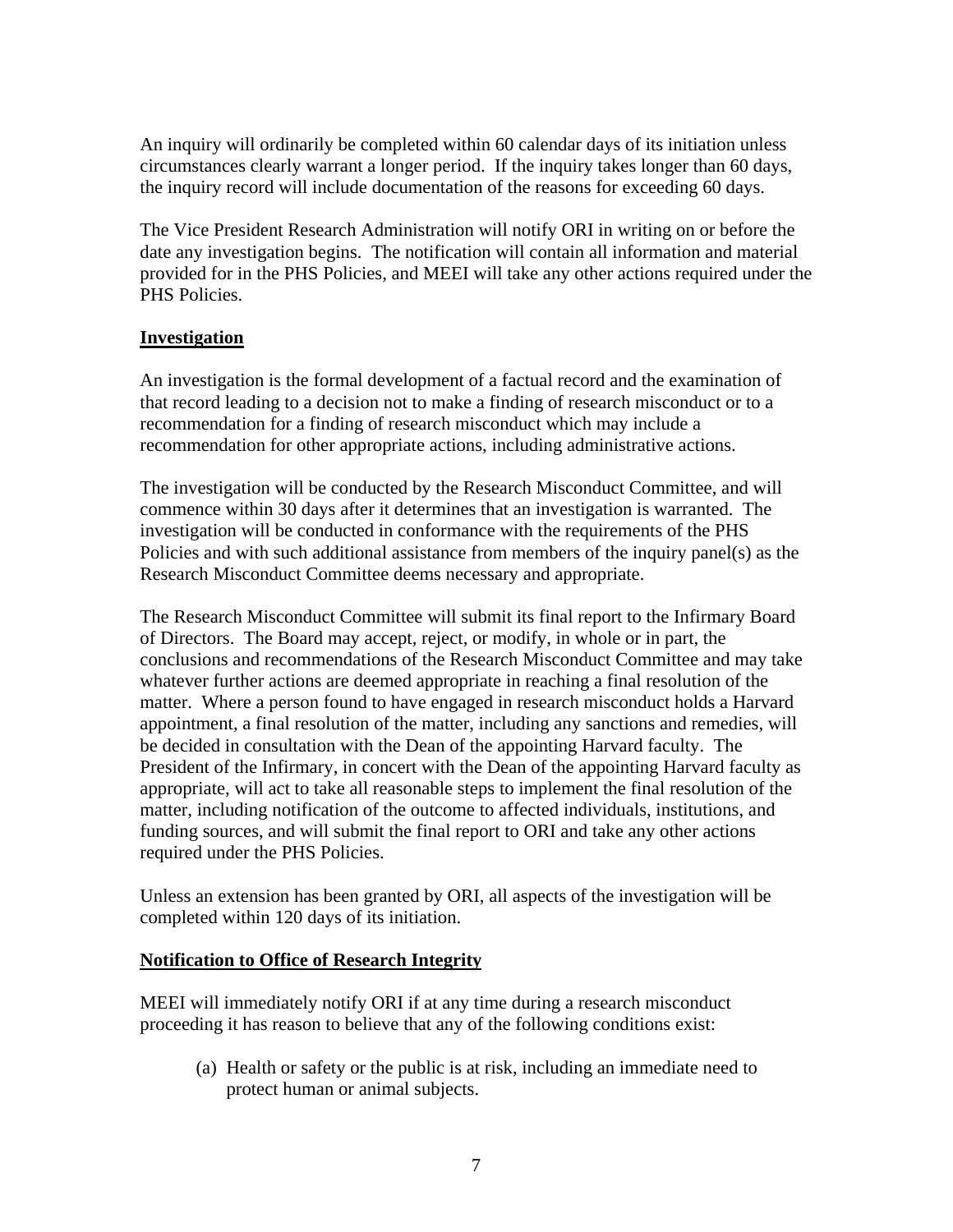An inquiry will ordinarily be completed within 60 calendar days of its initiation unless circumstances clearly warrant a longer period. If the inquiry takes longer than 60 days, the inquiry record will include documentation of the reasons for exceeding 60 days.

The Vice President Research Administration will notify ORI in writing on or before the date any investigation begins. The notification will contain all information and material provided for in the PHS Policies, and MEEI will take any other actions required under the PHS Policies.

**Investigation**

An investigation is the formal development of a factual record and the examination of that record leading to a decision not to make a finding of research misconduct or to a recommendation for a finding of research misconduct which may include a recommendation for other appropriate actions, including administrative actions.

The investigation will be conducted by the Research Misconduct Committee, and will commence within 30 days after it determines that an investigation is warranted. The investigation will be conducted in conformance with the requirements of the PHS Policies and with such additional assistance from members of the inquiry panel(s) as the Research Misconduct Committee deems necessary and appropriate.

The Research Misconduct Committee will submit its final report to the Infirmary Board of Directors. The Board may accept, reject, or modify, in whole or in part, the conclusions and recommendations of the Research Misconduct Committee and may take whatever further actions are deemed appropriate in reaching a final resolution of the matter. Where a person found to have engaged in research misconduct holds a Harvard appointment, a final resolution of the matter, including any sanctions and remedies, will be decided in consultation with the Dean of the appointing Harvard faculty. The President of the Infirmary, in concert with the Dean of the appointing Harvard faculty as appropriate, will act to take all reasonable steps to implement the final resolution of the matter, including notification of the outcome to affected individuals, institutions, and funding sources, and will submit the final report to ORI and take any other actions required under the PHS Policies.

Unless an extension has been granted by ORI, all aspects of the investigation will be completed within 120 days of its initiation.

**Notification to Office of Research Integrity**

MEEI will immediately notify ORI if at any time during a research misconduct proceeding it has reason to believe that any of the following conditions exist:

(a) Health or safety or the public is at risk, including an immediate need to protect human or animal subjects.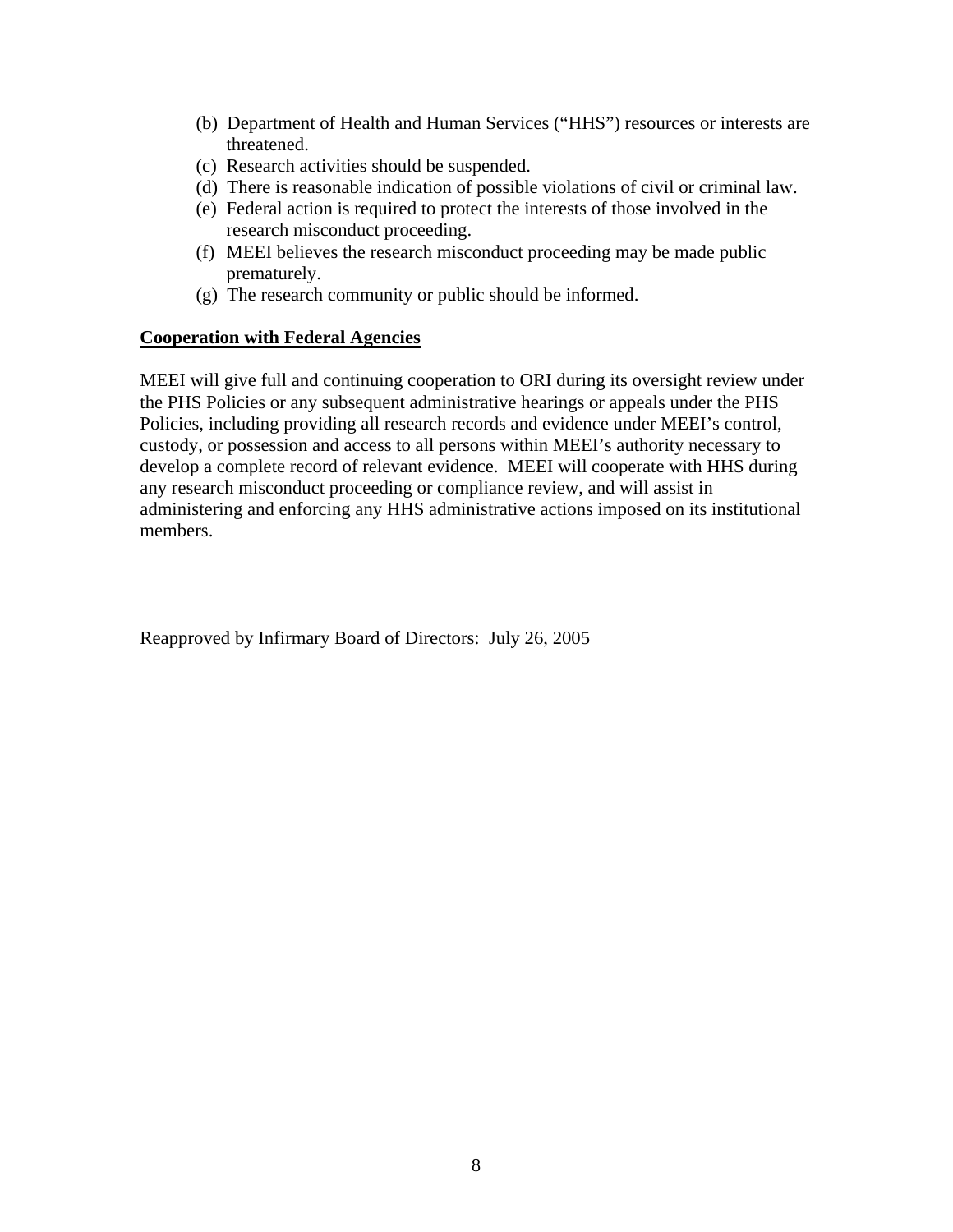(b) Department of Health and Human Services ("HHS") resources or interests are threatened.
(c) Research activities should be suspended.
(d) There is reasonable indication of possible violations of civil or criminal law.
(e) Federal action is required to protect the interests of those involved in the research misconduct proceeding.
(f) MEEI believes the research misconduct proceeding may be made public prematurely.
(g) The research community or public should be informed.

**Cooperation with Federal Agencies**

MEEI will give full and continuing cooperation to ORI during its oversight review under the PHS Policies or any subsequent administrative hearings or appeals under the PHS Policies, including providing all research records and evidence under MEEI's control, custody, or possession and access to all persons within MEEI's authority necessary to develop a complete record of relevant evidence. MEEI will cooperate with HHS during any research misconduct proceeding or compliance review, and will assist in administering and enforcing any HHS administrative actions imposed on its institutional members.

Reapproved by Infirmary Board of Directors: July 26, 2005